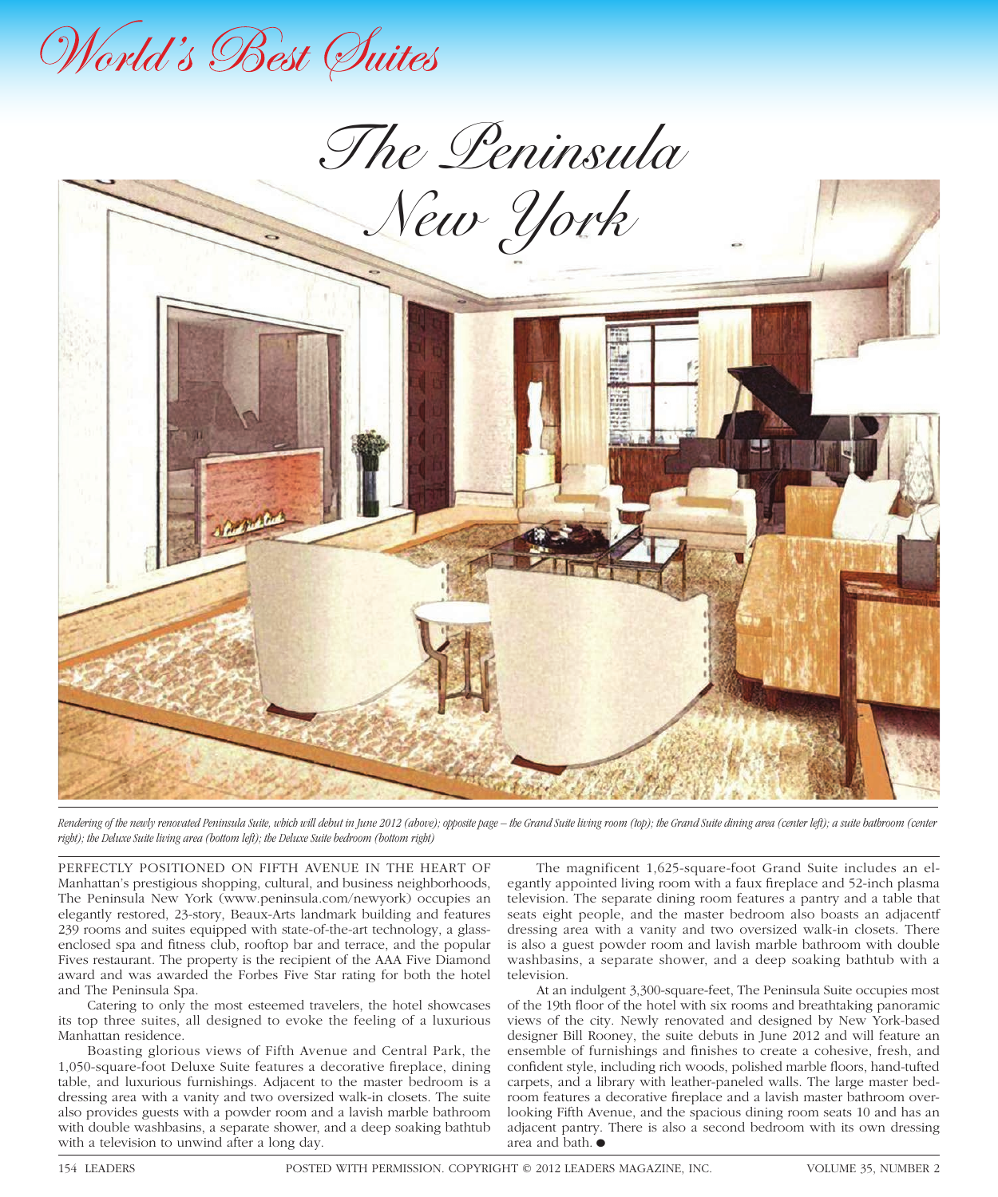# World's Best Suites

## The Peninsula New York

*Rendering of the newly renovated Peninsula Suite, which will debut in June 2012 (above); opposite page – the Grand Suite living room (top); the Grand Suite dining area (center left); a suite bathroom (center right); the Deluxe Suite living area (bottom left); the Deluxe Suite bedroom (bottom right)*

PERFECTLY POSITIONED ON FIFTH AVENUE IN THE HEART OF Manhattan's prestigious shopping, cultural, and business neighborhoods, The Peninsula New York (www.peninsula.com/newyork) occupies an elegantly restored, 23-story, Beaux-Arts landmark building and features 239 rooms and suites equipped with state-of-the-art technology, a glass-enclosed spa and fitness club, rooftop bar and terrace, and the popular Fives restaurant. The property is the recipient of the AAA Five Diamond award and was awarded the Forbes Five Star rating for both the hotel and The Peninsula Spa.

Catering to only the most esteemed travelers, the hotel showcases its top three suites, all designed to evoke the feeling of a luxurious Manhattan residence.

Boasting glorious views of Fifth Avenue and Central Park, the 1,050-square-foot Deluxe Suite features a decorative fireplace, dining table, and luxurious furnishings. Adjacent to the master bedroom is a dressing area with a vanity and two oversized walk-in closets. The suite also provides guests with a powder room and a lavish marble bathroom with double washbasins, a separate shower, and a deep soaking bathtub with a television to unwind after a long day.

The magnificent 1,625-square-foot Grand Suite includes an elegantly appointed living room with a faux fireplace and 52-inch plasma television. The separate dining room features a pantry and a table that seats eight people, and the master bedroom also boasts an adjacentf dressing area with a vanity and two oversized walk-in closets. There is also a guest powder room and lavish marble bathroom with double washbasins, a separate shower, and a deep soaking bathtub with a television.

At an indulgent 3,300-square-feet, The Peninsula Suite occupies most of the 19th floor of the hotel with six rooms and breathtaking panoramic views of the city. Newly renovated and designed by New York-based designer Bill Rooney, the suite debuts in June 2012 and will feature an ensemble of furnishings and finishes to create a cohesive, fresh, and confident style, including rich woods, polished marble floors, hand-tufted carpets, and a library with leather-paneled walls. The large master bedroom features a decorative fireplace and a lavish master bathroom overlooking Fifth Avenue, and the spacious dining room seats 10 and has an adjacent pantry. There is also a second bedroom with its own dressing area and bath. ●

POSTED WITH PERMISSION. COPYRIGHT © 2012 LEADERS MAGAZINE, INC.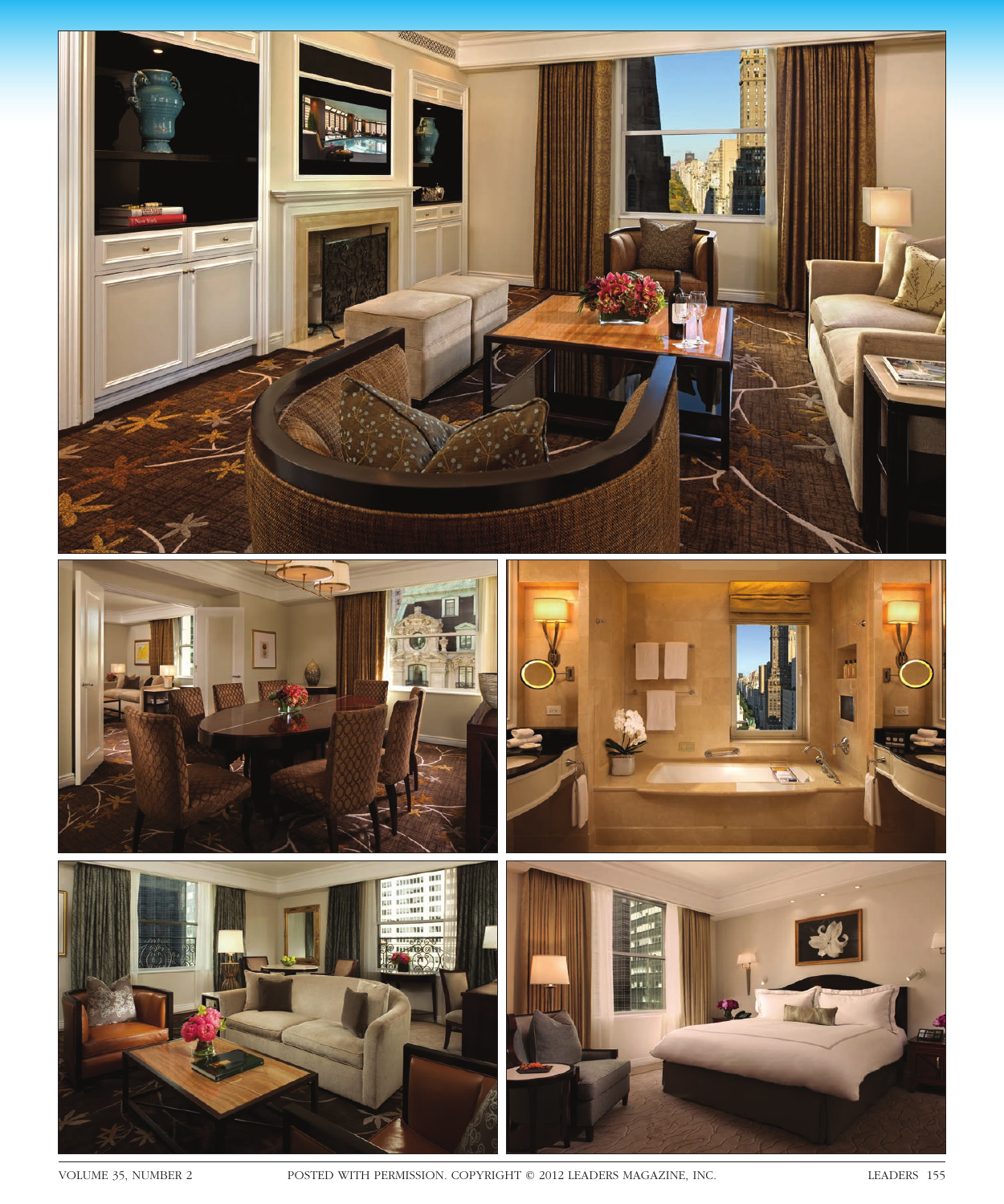POSTED WITH PERMISSION. COPYRIGHT © 2012 LEADERS MAGAZINE, INC.